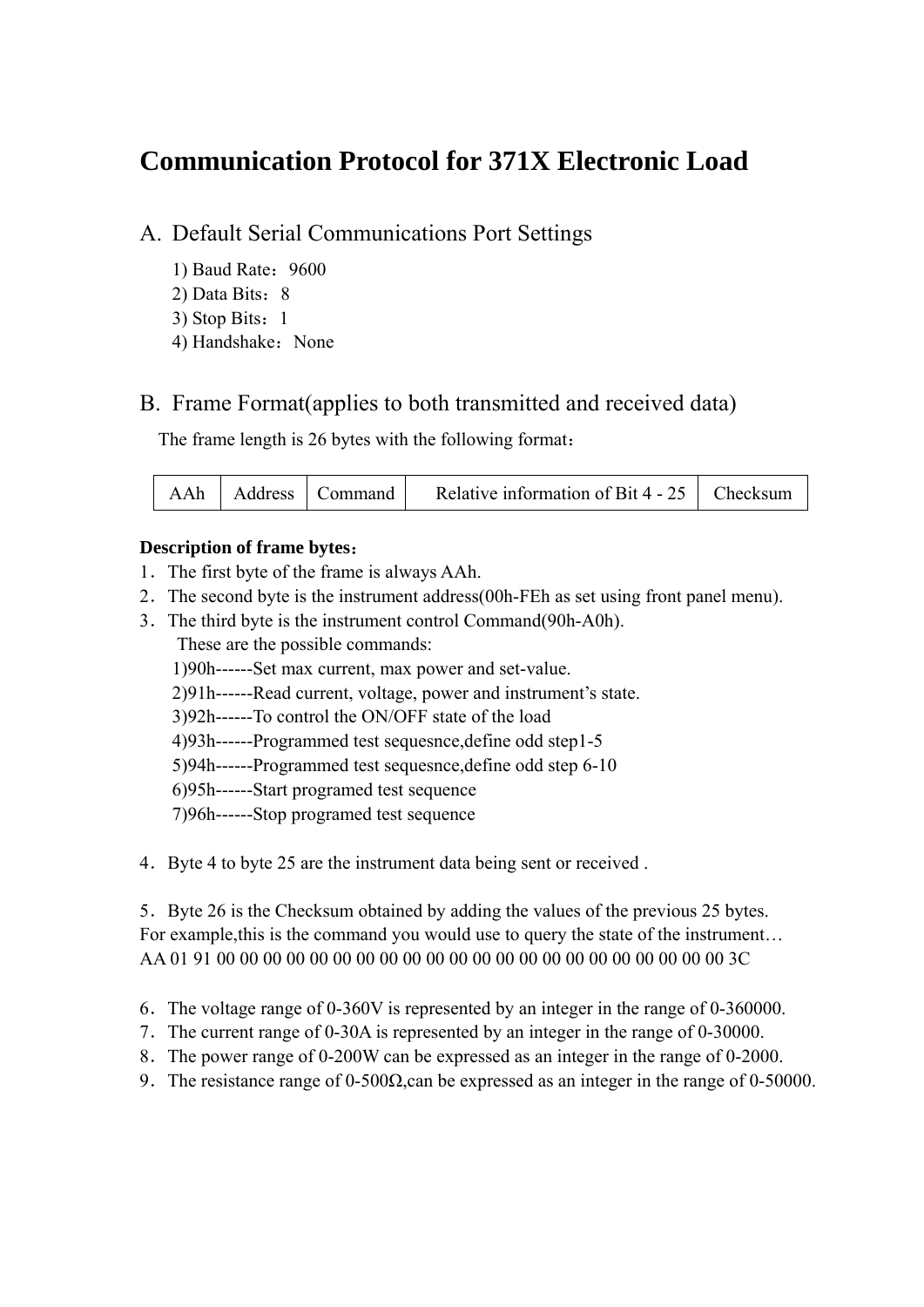# Communication Protocol for 371X Electronic Load

## A. Default Serial Communications Port Settings

1) Baud Rate：9600
2) Data Bits：8
3) Stop Bits：1
4) Handshake：None

## B. Frame Format(applies to both transmitted and received data)

The frame length is 26 bytes with the following format：

| AAh | Address | Command | Relative information of Bit 4 - 25 | Checksum |
|---|---|---|---|---|

**Description of frame bytes：**

1．The first byte of the frame is always AAh.
2．The second byte is the instrument address(00h-FEh as set using front panel menu).
3．The third byte is the instrument control Command(90h-A0h).
   These are the possible commands:
   1)90h------Set max current, max power and set-value.
   2)91h------Read current, voltage, power and instrument's state.
   3)92h------To control the ON/OFF state of the load
   4)93h------Programmed test sequesnce,define odd step1-5
   5)94h------Programmed test sequesnce,define odd step 6-10
   6)95h------Start programed test sequence
   7)96h------Stop programed test sequence

4．Byte 4 to byte 25 are the instrument data being sent or received .

5．Byte 26 is the Checksum obtained by adding the values of the previous 25 bytes.
For example,this is the command you would use to query the state of the instrument…
AA 01 91 00 00 00 00 00 00 00 00 00 00 00 00 00 00 00 00 00 00 00 00 00 00 3C

6．The voltage range of 0-360V is represented by an integer in the range of 0-360000.
7．The current range of 0-30A is represented by an integer in the range of 0-30000.
8．The power range of 0-200W can be expressed as an integer in the range of 0-2000.
9．The resistance range of 0-500Ω,can be expressed as an integer in the range of 0-50000.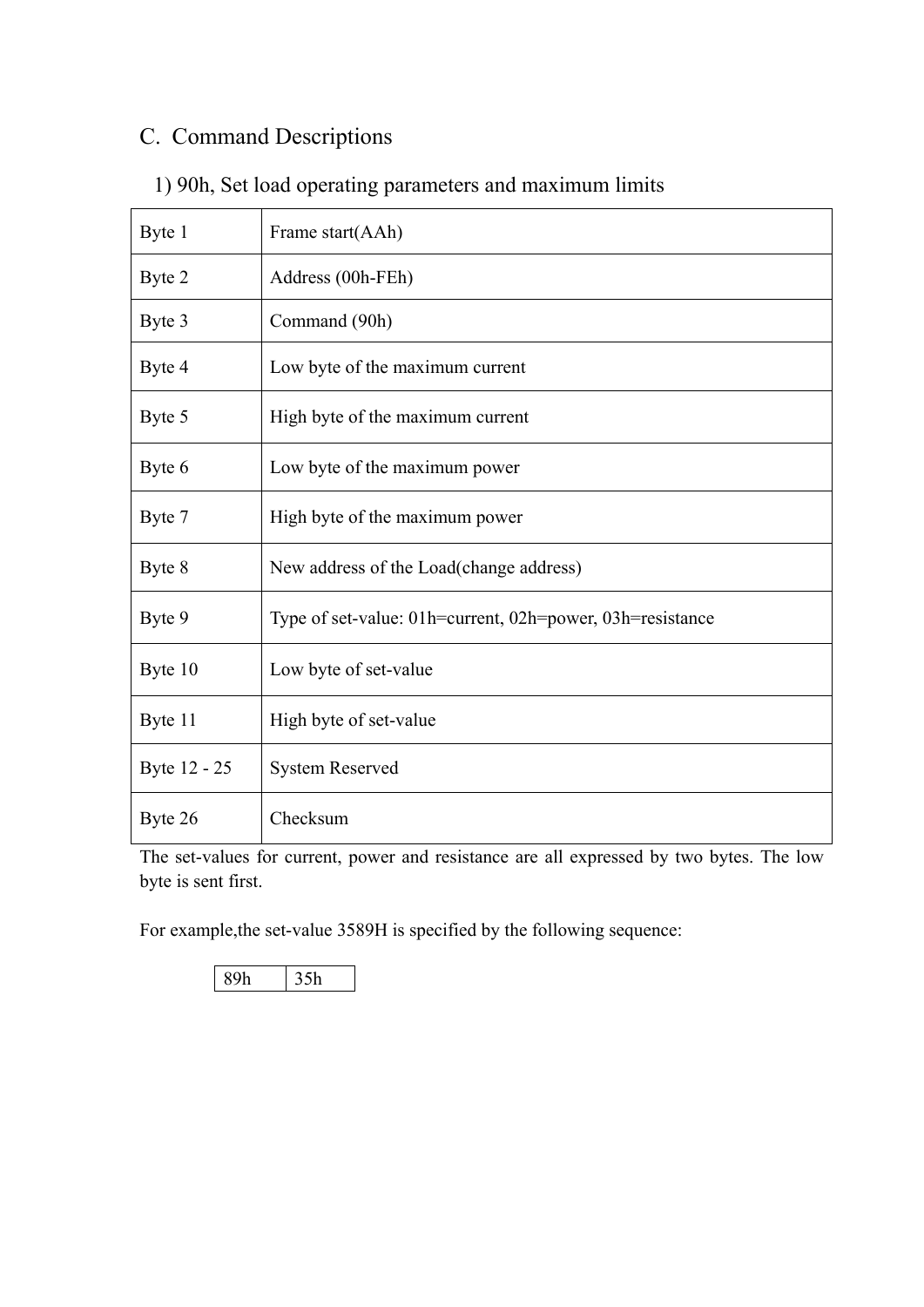## C. Command Descriptions

### 1) 90h, Set load operating parameters and maximum limits

| Byte 1 | Frame start(AAh) |
|---|---|
| Byte 2 | Address (00h-FEh) |
| Byte 3 | Command (90h) |
| Byte 4 | Low byte of the maximum current |
| Byte 5 | High byte of the maximum current |
| Byte 6 | Low byte of the maximum power |
| Byte 7 | High byte of the maximum power |
| Byte 8 | New address of the Load(change address) |
| Byte 9 | Type of set-value: 01h=current, 02h=power, 03h=resistance |
| Byte 10 | Low byte of set-value |
| Byte 11 | High byte of set-value |
| Byte 12 - 25 | System Reserved |
| Byte 26 | Checksum |

The set-values for current, power and resistance are all expressed by two bytes. The low byte is sent first.

For example,the set-value 3589H is specified by the following sequence:

| 89h | 35h |
|---|---|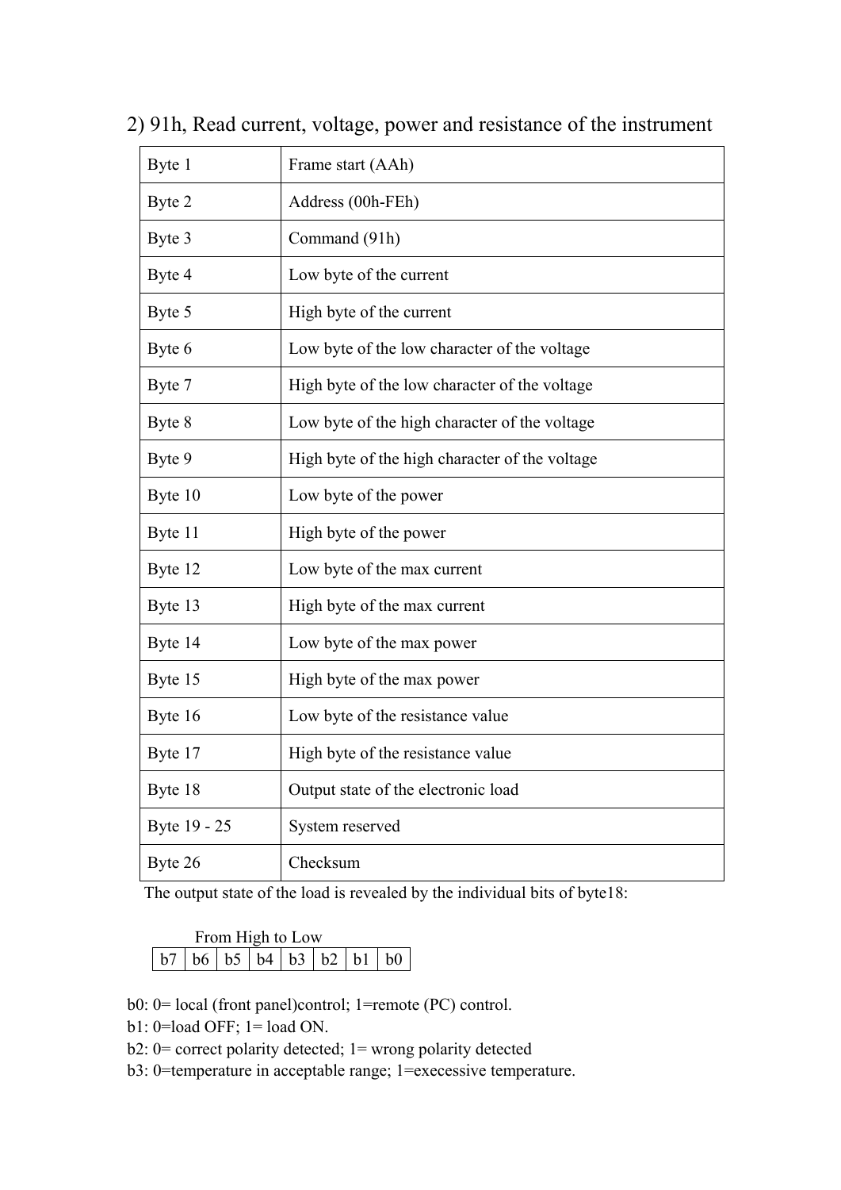### 2) 91h, Read current, voltage, power and resistance of the instrument

| Byte | Description |
|---|---|
| Byte 1 | Frame start (AAh) |
| Byte 2 | Address (00h-FEh) |
| Byte 3 | Command (91h) |
| Byte 4 | Low byte of the current |
| Byte 5 | High byte of the current |
| Byte 6 | Low byte of the low character of the voltage |
| Byte 7 | High byte of the low character of the voltage |
| Byte 8 | Low byte of the high character of the voltage |
| Byte 9 | High byte of the high character of the voltage |
| Byte 10 | Low byte of the power |
| Byte 11 | High byte of the power |
| Byte 12 | Low byte of the max current |
| Byte 13 | High byte of the max current |
| Byte 14 | Low byte of the max power |
| Byte 15 | High byte of the max power |
| Byte 16 | Low byte of the resistance value |
| Byte 17 | High byte of the resistance value |
| Byte 18 | Output state of the electronic load |
| Byte 19 - 25 | System reserved |
| Byte 26 | Checksum |

The output state of the load is revealed by the individual bits of byte18:

From High to Low

| b7 | b6 | b5 | b4 | b3 | b2 | b1 | b0 |
|---|---|---|---|---|---|---|---|

b0: 0= local (front panel)control; 1=remote (PC) control.
b1: 0=load OFF; 1= load ON.
b2: 0= correct polarity detected; 1= wrong polarity detected
b3: 0=temperature in acceptable range; 1=exececessive temperature.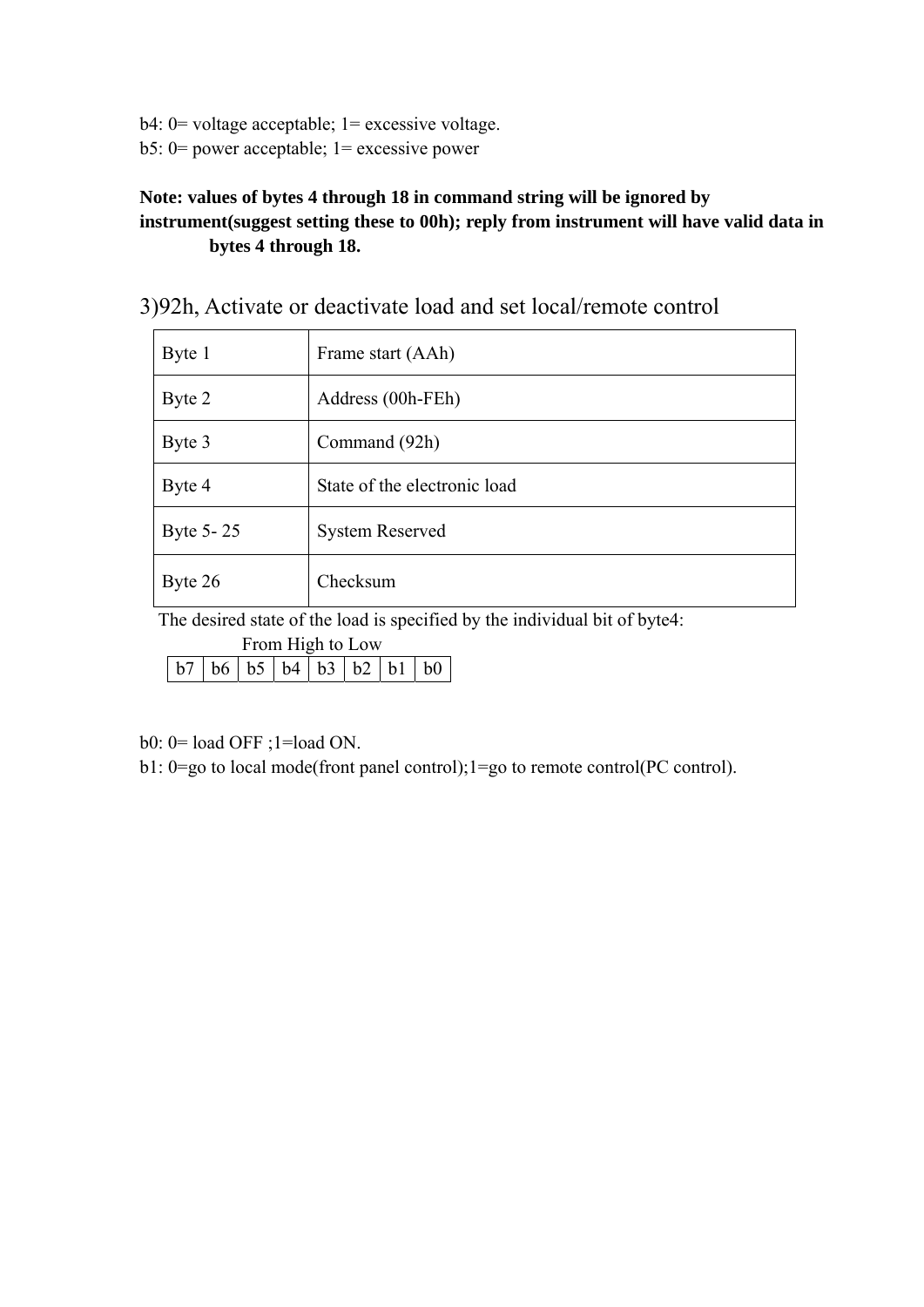b4: 0= voltage acceptable; 1= excessive voltage.
b5: 0= power acceptable; 1= excessive power

**Note: values of bytes 4 through 18 in command string will be ignored by instrument(suggest setting these to 00h); reply from instrument will have valid data in bytes 4 through 18.**

## 3)92h, Activate or deactivate load and set local/remote control

| Byte 1 | Frame start (AAh) |
|---|---|
| Byte 2 | Address (00h-FEh) |
| Byte 3 | Command (92h) |
| Byte 4 | State of the electronic load |
| Byte 5- 25 | System Reserved |
| Byte 26 | Checksum |

The desired state of the load is specified by the individual bit of byte4:

From High to Low

| b7 | b6 | b5 | b4 | b3 | b2 | b1 | b0 |
|---|---|---|---|---|---|---|---|

b0: 0= load OFF ;1=load ON.
b1: 0=go to local mode(front panel control);1=go to remote control(PC control).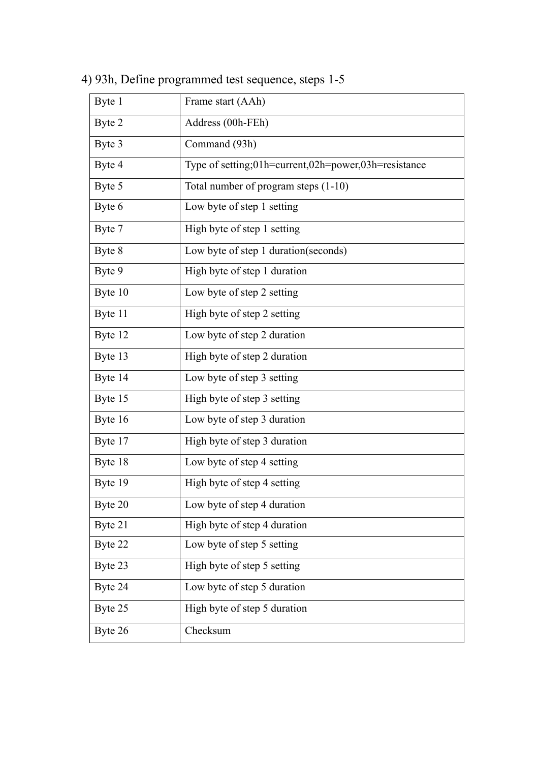4) 93h, Define programmed test sequence, steps 1-5

| | |
|---|---|
| Byte 1 | Frame start (AAh) |
| Byte 2 | Address (00h-FEh) |
| Byte 3 | Command (93h) |
| Byte 4 | Type of setting;01h=current,02h=power,03h=resistance |
| Byte 5 | Total number of program steps (1-10) |
| Byte 6 | Low byte of step 1 setting |
| Byte 7 | High byte of step 1 setting |
| Byte 8 | Low byte of step 1 duration(seconds) |
| Byte 9 | High byte of step 1 duration |
| Byte 10 | Low byte of step 2 setting |
| Byte 11 | High byte of step 2 setting |
| Byte 12 | Low byte of step 2 duration |
| Byte 13 | High byte of step 2 duration |
| Byte 14 | Low byte of step 3 setting |
| Byte 15 | High byte of step 3 setting |
| Byte 16 | Low byte of step 3 duration |
| Byte 17 | High byte of step 3 duration |
| Byte 18 | Low byte of step 4 setting |
| Byte 19 | High byte of step 4 setting |
| Byte 20 | Low byte of step 4 duration |
| Byte 21 | High byte of step 4 duration |
| Byte 22 | Low byte of step 5 setting |
| Byte 23 | High byte of step 5 setting |
| Byte 24 | Low byte of step 5 duration |
| Byte 25 | High byte of step 5 duration |
| Byte 26 | Checksum |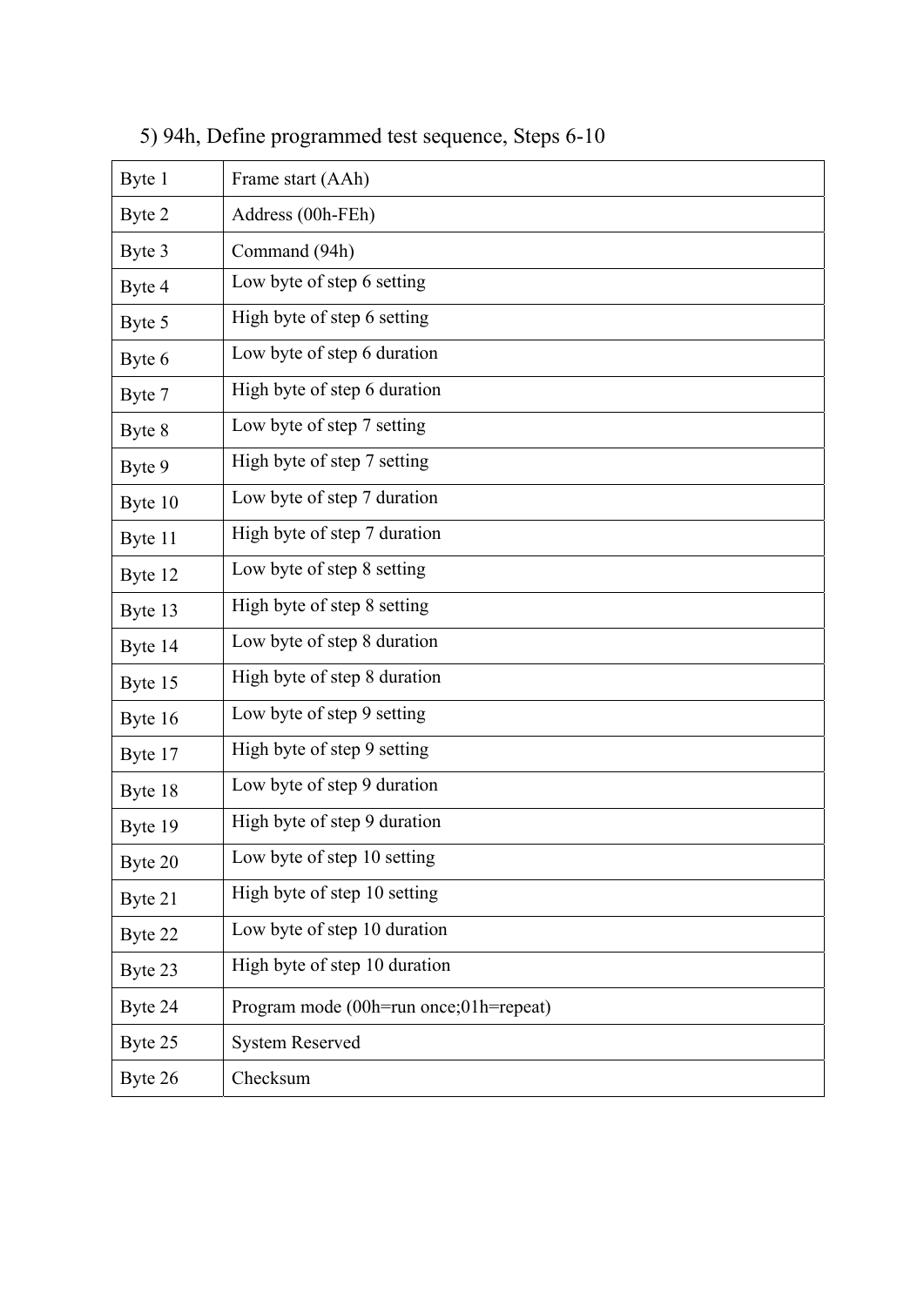5) 94h, Define programmed test sequence, Steps 6-10

| Byte 1 | Frame start (AAh) |
|---|---|
| Byte 2 | Address (00h-FEh) |
| Byte 3 | Command (94h) |
| Byte 4 | Low byte of step 6 setting |
| Byte 5 | High byte of step 6 setting |
| Byte 6 | Low byte of step 6 duration |
| Byte 7 | High byte of step 6 duration |
| Byte 8 | Low byte of step 7 setting |
| Byte 9 | High byte of step 7 setting |
| Byte 10 | Low byte of step 7 duration |
| Byte 11 | High byte of step 7 duration |
| Byte 12 | Low byte of step 8 setting |
| Byte 13 | High byte of step 8 setting |
| Byte 14 | Low byte of step 8 duration |
| Byte 15 | High byte of step 8 duration |
| Byte 16 | Low byte of step 9 setting |
| Byte 17 | High byte of step 9 setting |
| Byte 18 | Low byte of step 9 duration |
| Byte 19 | High byte of step 9 duration |
| Byte 20 | Low byte of step 10 setting |
| Byte 21 | High byte of step 10 setting |
| Byte 22 | Low byte of step 10 duration |
| Byte 23 | High byte of step 10 duration |
| Byte 24 | Program mode (00h=run once;01h=repeat) |
| Byte 25 | System Reserved |
| Byte 26 | Checksum |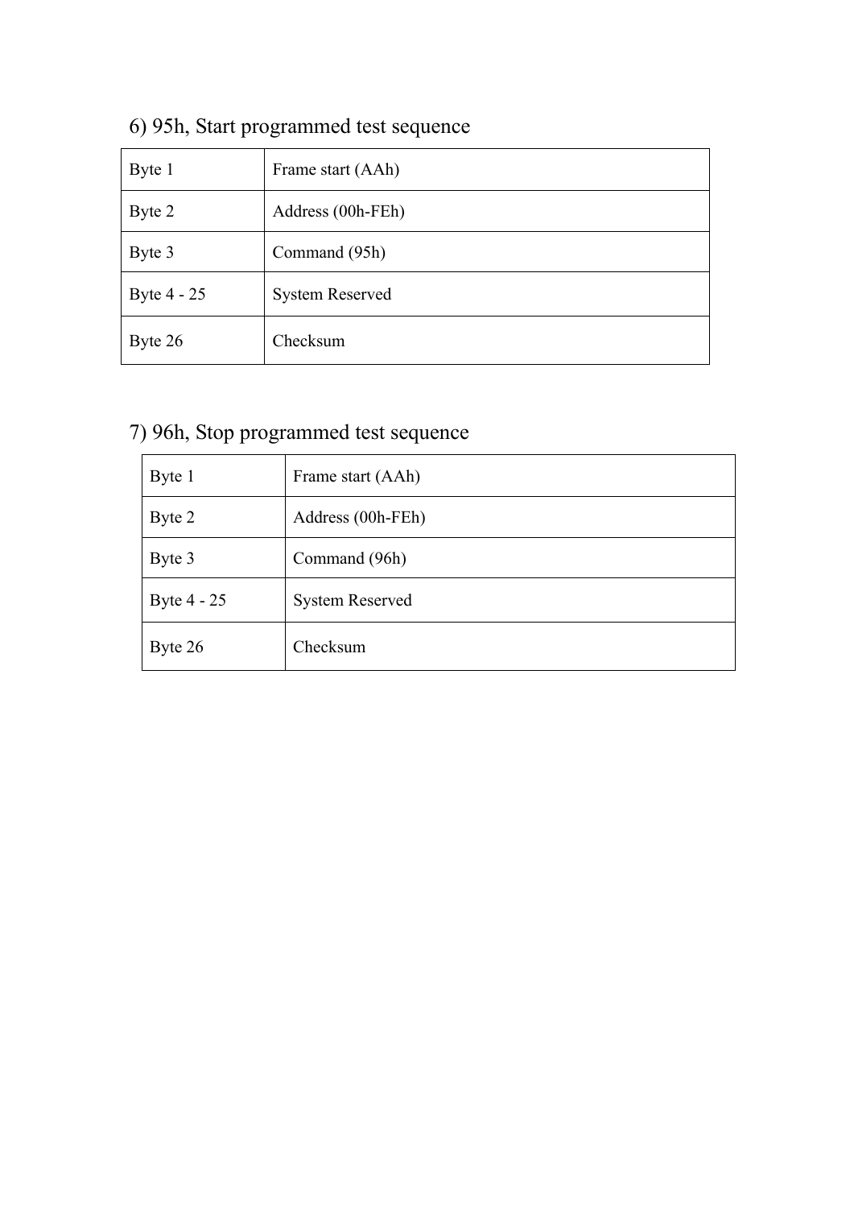### 6) 95h, Start programmed test sequence

| | |
|---|---|
| Byte 1 | Frame start (AAh) |
| Byte 2 | Address (00h-FEh) |
| Byte 3 | Command (95h) |
| Byte 4 - 25 | System Reserved |
| Byte 26 | Checksum |

### 7) 96h, Stop programmed test sequence

| | |
|---|---|
| Byte 1 | Frame start (AAh) |
| Byte 2 | Address (00h-FEh) |
| Byte 3 | Command (96h) |
| Byte 4 - 25 | System Reserved |
| Byte 26 | Checksum |